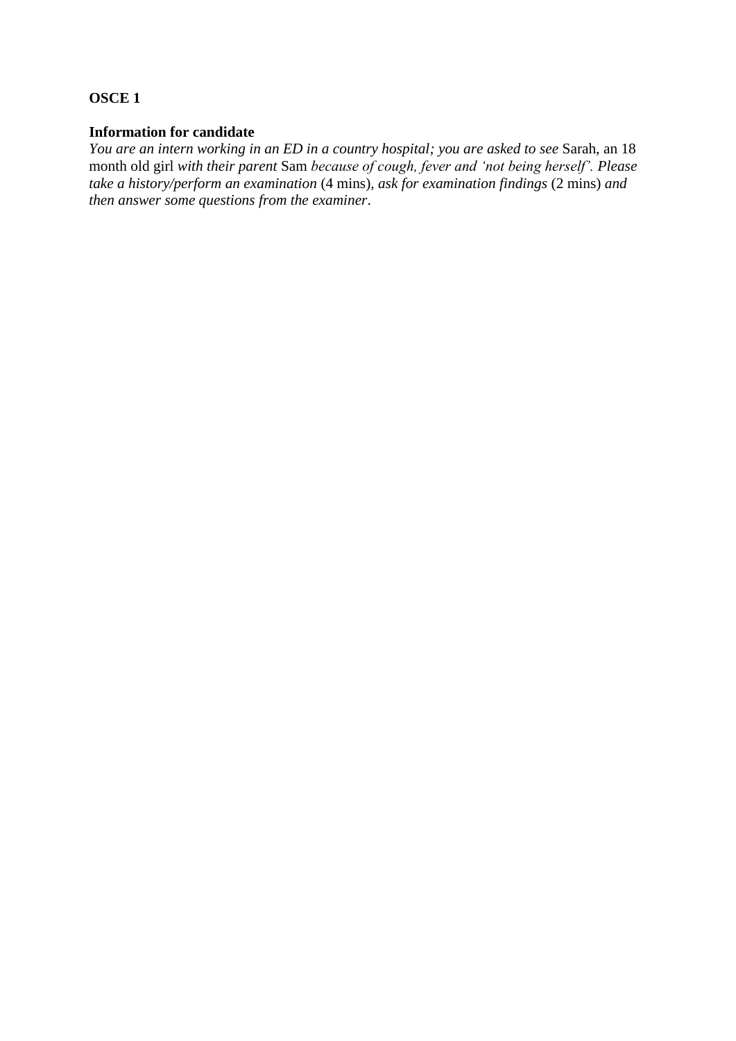**OSCE 1**

**Information for candidate**

*You are an intern working in an ED in a country hospital; you are asked to see* Sarah, an 18 month old girl *with their parent* Sam *because of cough, fever and 'not being herself'. Please take a history/perform an examination* (4 mins), *ask for examination findings* (2 mins) *and then answer some questions from the examiner*.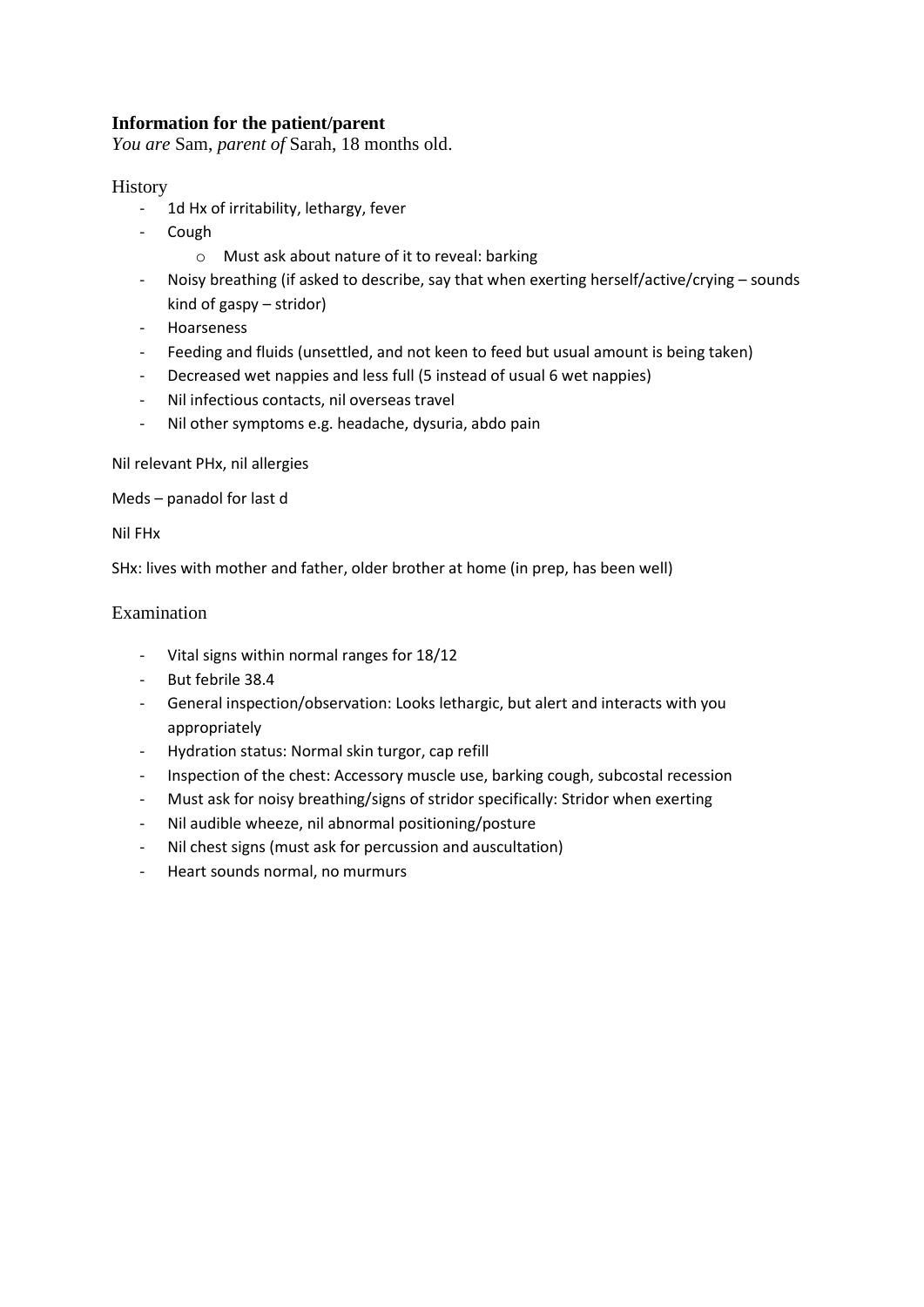**Information for the patient/parent**

*You are* Sam, *parent of* Sarah, 18 months old.

## History

- 1d Hx of irritability, lethargy, fever
- Cough
    - Must ask about nature of it to reveal: barking
- Noisy breathing (if asked to describe, say that when exerting herself/active/crying – sounds kind of gaspy – stridor)
- Hoarseness
- Feeding and fluids (unsettled, and not keen to feed but usual amount is being taken)
- Decreased wet nappies and less full (5 instead of usual 6 wet nappies)
- Nil infectious contacts, nil overseas travel
- Nil other symptoms e.g. headache, dysuria, abdo pain

Nil relevant PHx, nil allergies

Meds – panadol for last d

Nil FHx

SHx: lives with mother and father, older brother at home (in prep, has been well)

## Examination

- Vital signs within normal ranges for 18/12
- But febrile 38.4
- General inspection/observation: Looks lethargic, but alert and interacts with you appropriately
- Hydration status: Normal skin turgor, cap refill
- Inspection of the chest: Accessory muscle use, barking cough, subcostal recession
- Must ask for noisy breathing/signs of stridor specifically: Stridor when exerting
- Nil audible wheeze, nil abnormal positioning/posture
- Nil chest signs (must ask for percussion and auscultation)
- Heart sounds normal, no murmurs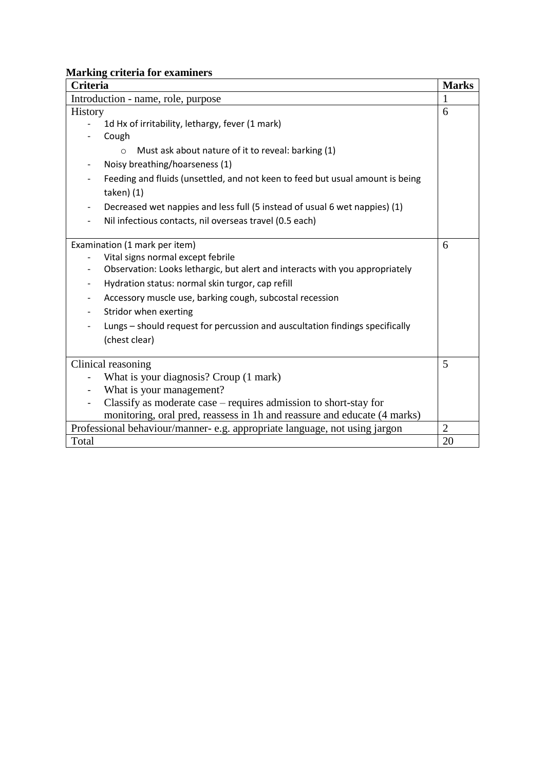**Marking criteria for examiners**

| Criteria | Marks |
| --- | --- |
| Introduction - name, role, purpose | 1 |
| History<br>- 1d Hx of irritability, lethargy, fever (1 mark)<br>- Cough<br>&nbsp;&nbsp;&nbsp;&nbsp;o Must ask about nature of it to reveal: barking (1)<br>- Noisy breathing/hoarseness (1)<br>- Feeding and fluids (unsettled, and not keen to feed but usual amount is being taken) (1)<br>- Decreased wet nappies and less full (5 instead of usual 6 wet nappies) (1)<br>- Nil infectious contacts, nil overseas travel (0.5 each) | 6 |
| Examination (1 mark per item)<br>- Vital signs normal except febrile<br>- Observation: Looks lethargic, but alert and interacts with you appropriately<br>- Hydration status: normal skin turgor, cap refill<br>- Accessory muscle use, barking cough, subcostal recession<br>- Stridor when exerting<br>- Lungs – should request for percussion and auscultation findings specifically (chest clear) | 6 |
| Clinical reasoning<br>- What is your diagnosis? Croup (1 mark)<br>- What is your management?<br>- Classify as moderate case – requires admission to short-stay for monitoring, oral pred, reassess in 1h and reassure and educate (4 marks) | 5 |
| Professional behaviour/manner- e.g. appropriate language, not using jargon | 2 |
| Total | 20 |